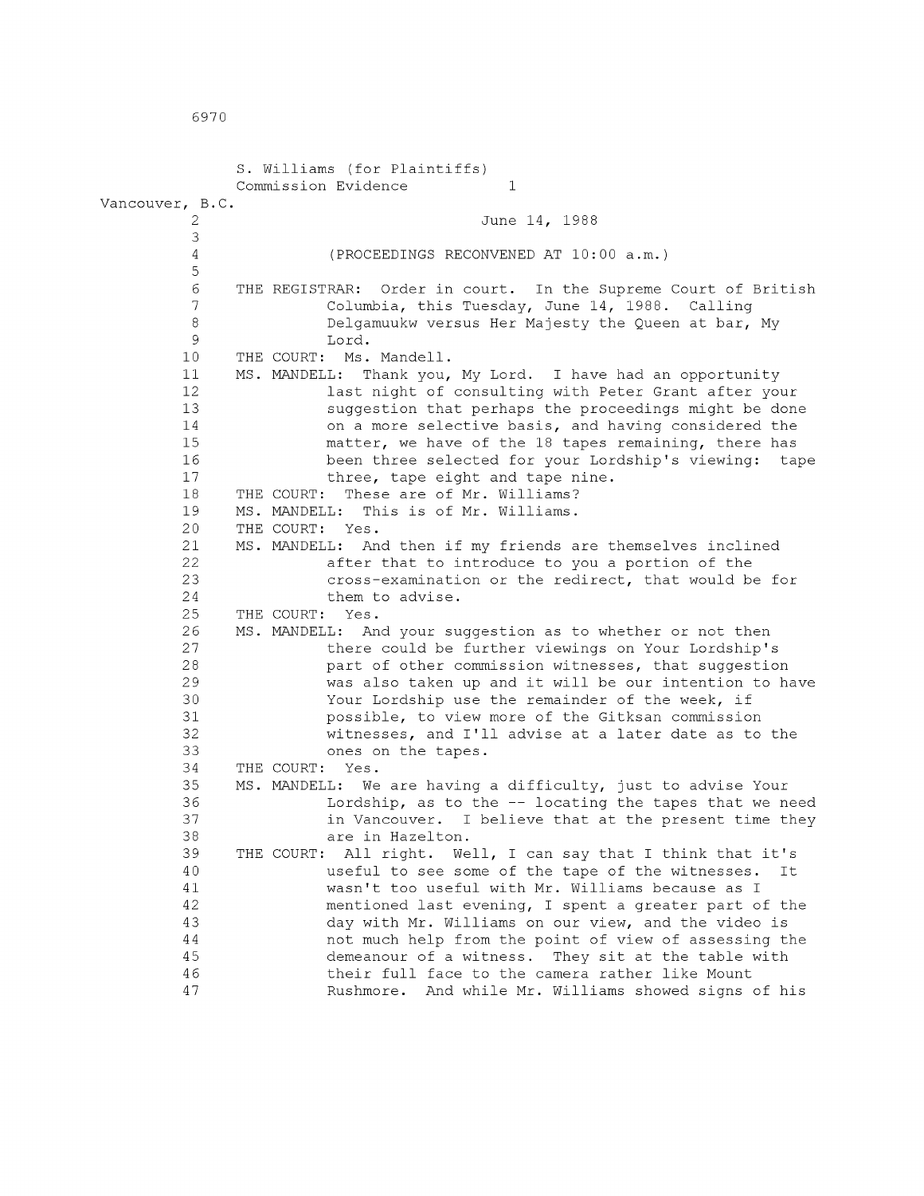S. Williams (for Plaintiffs)
Commission Evidence

Vancouver, B.C.

June 14, 1988

(PROCEEDINGS RECONVENED AT 10:00 a.m.)

THE REGISTRAR: Order in court. In the Supreme Court of British Columbia, this Tuesday, June 14, 1988. Calling Delgamuukw versus Her Majesty the Queen at bar, My Lord.

THE COURT: Ms. Mandell.

MS. MANDELL: Thank you, My Lord. I have had an opportunity last night of consulting with Peter Grant after your suggestion that perhaps the proceedings might be done on a more selective basis, and having considered the matter, we have of the 18 tapes remaining, there has been three selected for your Lordship's viewing: tape three, tape eight and tape nine.

THE COURT: These are of Mr. Williams?

MS. MANDELL: This is of Mr. Williams.

THE COURT: Yes.

MS. MANDELL: And then if my friends are themselves inclined after that to introduce to you a portion of the cross-examination or the redirect, that would be for them to advise.

THE COURT: Yes.

MS. MANDELL: And your suggestion as to whether or not then there could be further viewings on Your Lordship's part of other commission witnesses, that suggestion was also taken up and it will be our intention to have Your Lordship use the remainder of the week, if possible, to view more of the Gitksan commission witnesses, and I'll advise at a later date as to the ones on the tapes.

THE COURT: Yes.

MS. MANDELL: We are having a difficulty, just to advise Your Lordship, as to the -- locating the tapes that we need in Vancouver. I believe that at the present time they are in Hazelton.

THE COURT: All right. Well, I can say that I think that it's useful to see some of the tape of the witnesses. It wasn't too useful with Mr. Williams because as I mentioned last evening, I spent a greater part of the day with Mr. Williams on our view, and the video is not much help from the point of view of assessing the demeanour of a witness. They sit at the table with their full face to the camera rather like Mount Rushmore. And while Mr. Williams showed signs of his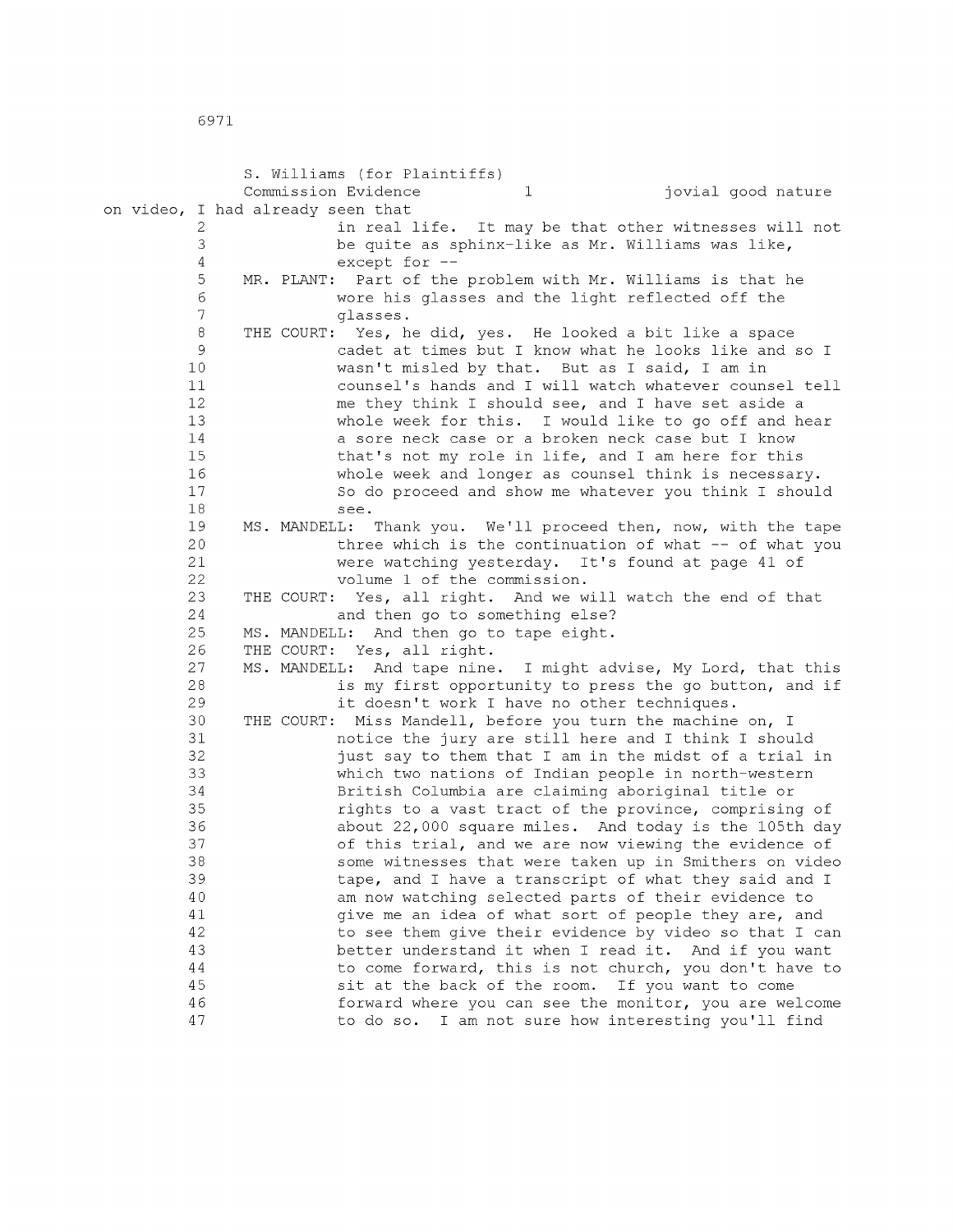S. Williams (for Plaintiffs)
Commission Evidence

1 jovial good nature on video, I had already seen that
2 in real life. It may be that other witnesses will not
3 be quite as sphinx-like as Mr. Williams was like,
4 except for --
5 MR. PLANT: Part of the problem with Mr. Williams is that he
6 wore his glasses and the light reflected off the
7 glasses.
8 THE COURT: Yes, he did, yes. He looked a bit like a space
9 cadet at times but I know what he looks like and so I
10 wasn't misled by that. But as I said, I am in
11 counsel's hands and I will watch whatever counsel tell
12 me they think I should see, and I have set aside a
13 whole week for this. I would like to go off and hear
14 a sore neck case or a broken neck case but I know
15 that's not my role in life, and I am here for this
16 whole week and longer as counsel think is necessary.
17 So do proceed and show me whatever you think I should
18 see.
19 MS. MANDELL: Thank you. We'll proceed then, now, with the tape
20 three which is the continuation of what -- of what you
21 were watching yesterday. It's found at page 41 of
22 volume 1 of the commission.
23 THE COURT: Yes, all right. And we will watch the end of that
24 and then go to something else?
25 MS. MANDELL: And then go to tape eight.
26 THE COURT: Yes, all right.
27 MS. MANDELL: And tape nine. I might advise, My Lord, that this
28 is my first opportunity to press the go button, and if
29 it doesn't work I have no other techniques.
30 THE COURT: Miss Mandell, before you turn the machine on, I
31 notice the jury are still here and I think I should
32 just say to them that I am in the midst of a trial in
33 which two nations of Indian people in north-western
34 British Columbia are claiming aboriginal title or
35 rights to a vast tract of the province, comprising of
36 about 22,000 square miles. And today is the 105th day
37 of this trial, and we are now viewing the evidence of
38 some witnesses that were taken up in Smithers on video
39 tape, and I have a transcript of what they said and I
40 am now watching selected parts of their evidence to
41 give me an idea of what sort of people they are, and
42 to see them give their evidence by video so that I can
43 better understand it when I read it. And if you want
44 to come forward, this is not church, you don't have to
45 sit at the back of the room. If you want to come
46 forward where you can see the monitor, you are welcome
47 to do so. I am not sure how interesting you'll find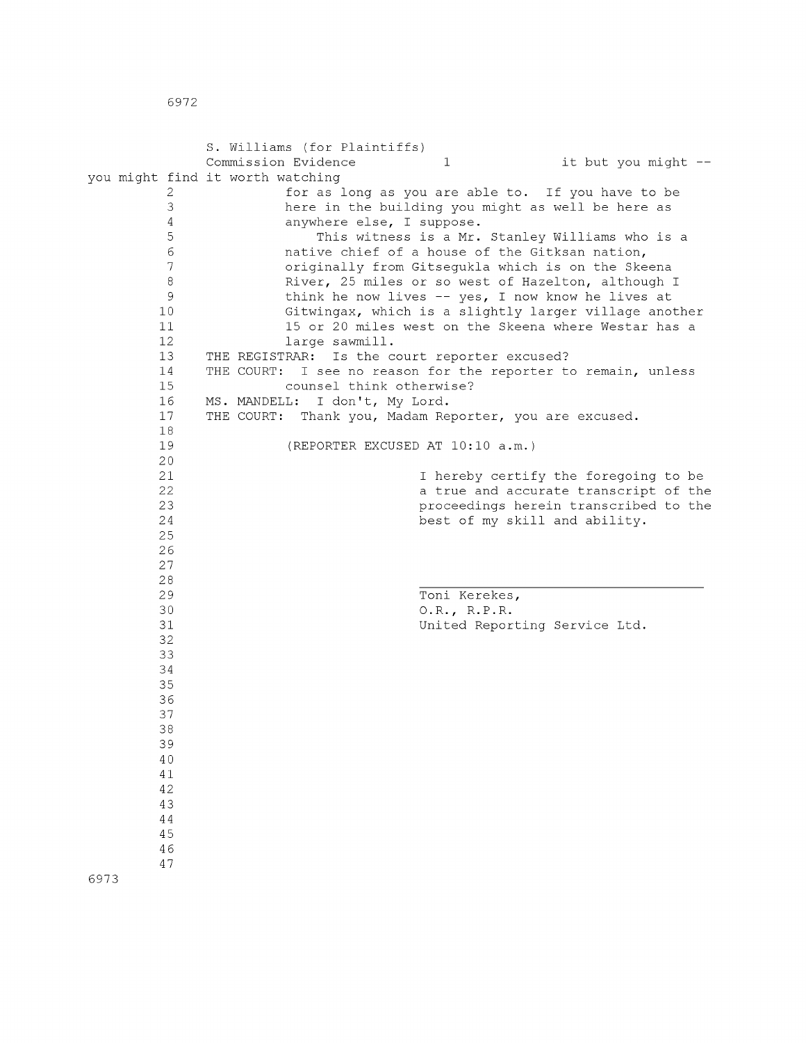S. Williams (for Plaintiffs)
Commission Evidence

it but you might -- you might find it worth watching for as long as you are able to. If you have to be here in the building you might as well be here as anywhere else, I suppose.

This witness is a Mr. Stanley Williams who is a native chief of a house of the Gitksan nation, originally from Gitsegukla which is on the Skeena River, 25 miles or so west of Hazelton, although I think he now lives -- yes, I now know he lives at Gitwingax, which is a slightly larger village another 15 or 20 miles west on the Skeena where Westar has a large sawmill.

THE REGISTRAR: Is the court reporter excused?

THE COURT: I see no reason for the reporter to remain, unless counsel think otherwise?

MS. MANDELL: I don't, My Lord.

THE COURT: Thank you, Madam Reporter, you are excused.

(REPORTER EXCUSED AT 10:10 a.m.)

I hereby certify the foregoing to be a true and accurate transcript of the proceedings herein transcribed to the best of my skill and ability.

\_\_\_\_\_\_\_\_\_\_\_\_\_\_\_\_\_\_\_\_\_\_\_\_\_\_\_\_\_\_\_\_\_\_

Toni Kerekes,
O.R., R.P.R.
United Reporting Service Ltd.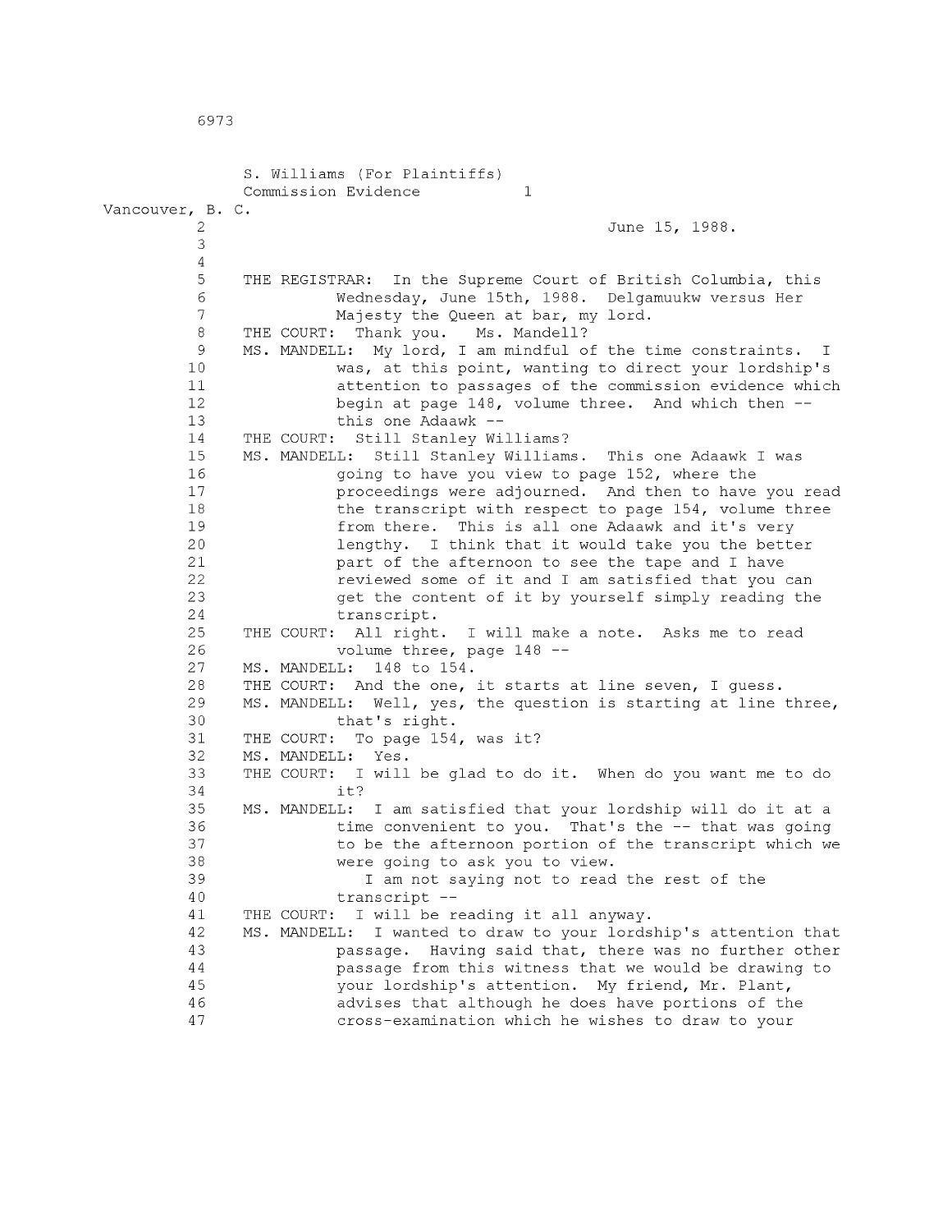S. Williams (For Plaintiffs)
Commission Evidence

Vancouver, B. C.

June 15, 1988.

THE REGISTRAR: In the Supreme Court of British Columbia, this Wednesday, June 15th, 1988. Delgamuukw versus Her Majesty the Queen at bar, my lord.

THE COURT: Thank you. Ms. Mandell?

MS. MANDELL: My lord, I am mindful of the time constraints. I was, at this point, wanting to direct your lordship's attention to passages of the commission evidence which begin at page 148, volume three. And which then -- this one Adaawk --

THE COURT: Still Stanley Williams?

MS. MANDELL: Still Stanley Williams. This one Adaawk I was going to have you view to page 152, where the proceedings were adjourned. And then to have you read the transcript with respect to page 154, volume three from there. This is all one Adaawk and it's very lengthy. I think that it would take you the better part of the afternoon to see the tape and I have reviewed some of it and I am satisfied that you can get the content of it by yourself simply reading the transcript.

THE COURT: All right. I will make a note. Asks me to read volume three, page 148 --

MS. MANDELL: 148 to 154.

THE COURT: And the one, it starts at line seven, I guess.

MS. MANDELL: Well, yes, the question is starting at line three, that's right.

THE COURT: To page 154, was it?

MS. MANDELL: Yes.

THE COURT: I will be glad to do it. When do you want me to do it?

MS. MANDELL: I am satisfied that your lordship will do it at a time convenient to you. That's the -- that was going to be the afternoon portion of the transcript which we were going to ask you to view.

I am not saying not to read the rest of the transcript --

THE COURT: I will be reading it all anyway.

MS. MANDELL: I wanted to draw to your lordship's attention that passage. Having said that, there was no further other passage from this witness that we would be drawing to your lordship's attention. My friend, Mr. Plant, advises that although he does have portions of the cross-examination which he wishes to draw to your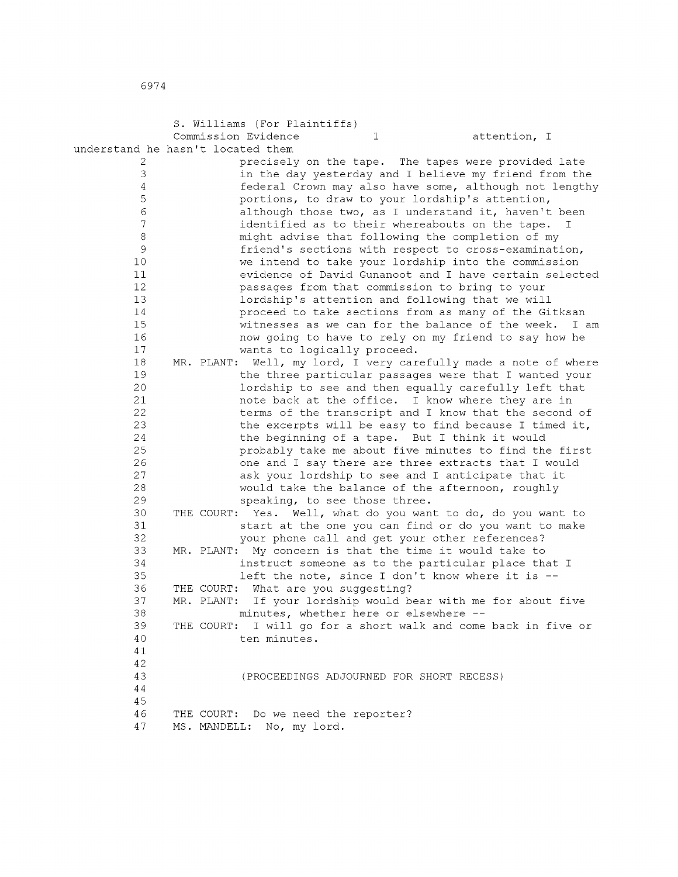S. Williams (For Plaintiffs)
Commission Evidence

1 attention, I understand he hasn't located them
2 precisely on the tape. The tapes were provided late
3 in the day yesterday and I believe my friend from the
4 federal Crown may also have some, although not lengthy
5 portions, to draw to your lordship's attention,
6 although those two, as I understand it, haven't been
7 identified as to their whereabouts on the tape. I
8 might advise that following the completion of my
9 friend's sections with respect to cross-examination,
10 we intend to take your lordship into the commission
11 evidence of David Gunanoot and I have certain selected
12 passages from that commission to bring to your
13 lordship's attention and following that we will
14 proceed to take sections from as many of the Gitksan
15 witnesses as we can for the balance of the week. I am
16 now going to have to rely on my friend to say how he
17 wants to logically proceed.
18 MR. PLANT: Well, my lord, I very carefully made a note of where
19 the three particular passages were that I wanted your
20 lordship to see and then equally carefully left that
21 note back at the office. I know where they are in
22 terms of the transcript and I know that the second of
23 the excerpts will be easy to find because I timed it,
24 the beginning of a tape. But I think it would
25 probably take me about five minutes to find the first
26 one and I say there are three extracts that I would
27 ask your lordship to see and I anticipate that it
28 would take the balance of the afternoon, roughly
29 speaking, to see those three.
30 THE COURT: Yes. Well, what do you want to do, do you want to
31 start at the one you can find or do you want to make
32 your phone call and get your other references?
33 MR. PLANT: My concern is that the time it would take to
34 instruct someone as to the particular place that I
35 left the note, since I don't know where it is --
36 THE COURT: What are you suggesting?
37 MR. PLANT: If your lordship would bear with me for about five
38 minutes, whether here or elsewhere --
39 THE COURT: I will go for a short walk and come back in five or
40 ten minutes.
41
42
43 (PROCEEDINGS ADJOURNED FOR SHORT RECESS)
44
45
46 THE COURT: Do we need the reporter?
47 MS. MANDELL: No, my lord.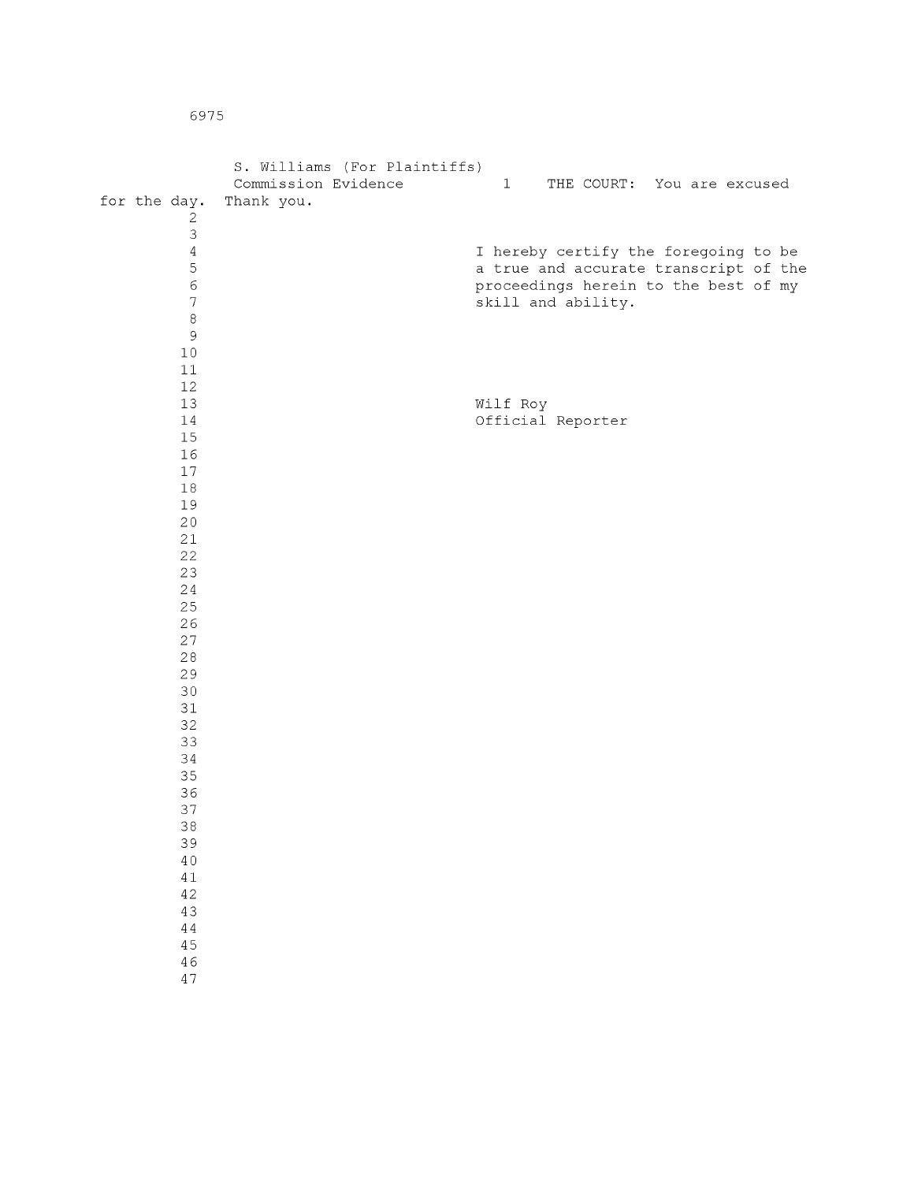THE COURT: You are excused for the day. Thank you.

I hereby certify the foregoing to be a true and accurate transcript of the proceedings herein to the best of my skill and ability.

Wilf Roy
Official Reporter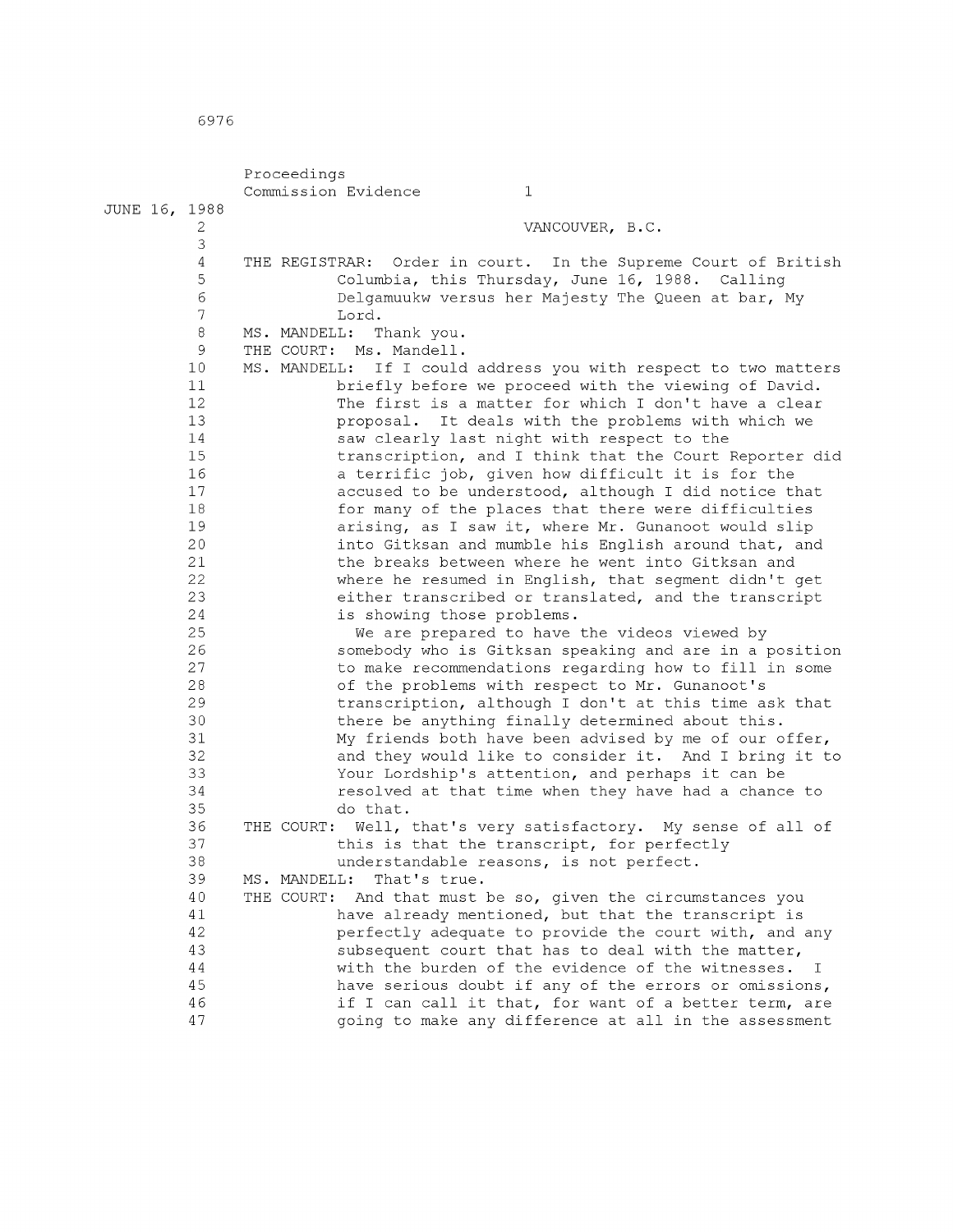Proceedings
Commission Evidence

JUNE 16, 1988

VANCOUVER, B.C.

THE REGISTRAR: Order in court. In the Supreme Court of British Columbia, this Thursday, June 16, 1988. Calling Delgamuukw versus her Majesty The Queen at bar, My Lord.

MS. MANDELL: Thank you.

THE COURT: Ms. Mandell.

MS. MANDELL: If I could address you with respect to two matters briefly before we proceed with the viewing of David. The first is a matter for which I don't have a clear proposal. It deals with the problems with which we saw clearly last night with respect to the transcription, and I think that the Court Reporter did a terrific job, given how difficult it is for the accused to be understood, although I did notice that for many of the places that there were difficulties arising, as I saw it, where Mr. Gunanoot would slip into Gitksan and mumble his English around that, and the breaks between where he went into Gitksan and where he resumed in English, that segment didn't get either transcribed or translated, and the transcript is showing those problems.

We are prepared to have the videos viewed by somebody who is Gitksan speaking and are in a position to make recommendations regarding how to fill in some of the problems with respect to Mr. Gunanoot's transcription, although I don't at this time ask that there be anything finally determined about this. My friends both have been advised by me of our offer, and they would like to consider it. And I bring it to Your Lordship's attention, and perhaps it can be resolved at that time when they have had a chance to do that.

THE COURT: Well, that's very satisfactory. My sense of all of this is that the transcript, for perfectly understandable reasons, is not perfect.

MS. MANDELL: That's true.

THE COURT: And that must be so, given the circumstances you have already mentioned, but that the transcript is perfectly adequate to provide the court with, and any subsequent court that has to deal with the matter, with the burden of the evidence of the witnesses. I have serious doubt if any of the errors or omissions, if I can call it that, for want of a better term, are going to make any difference at all in the assessment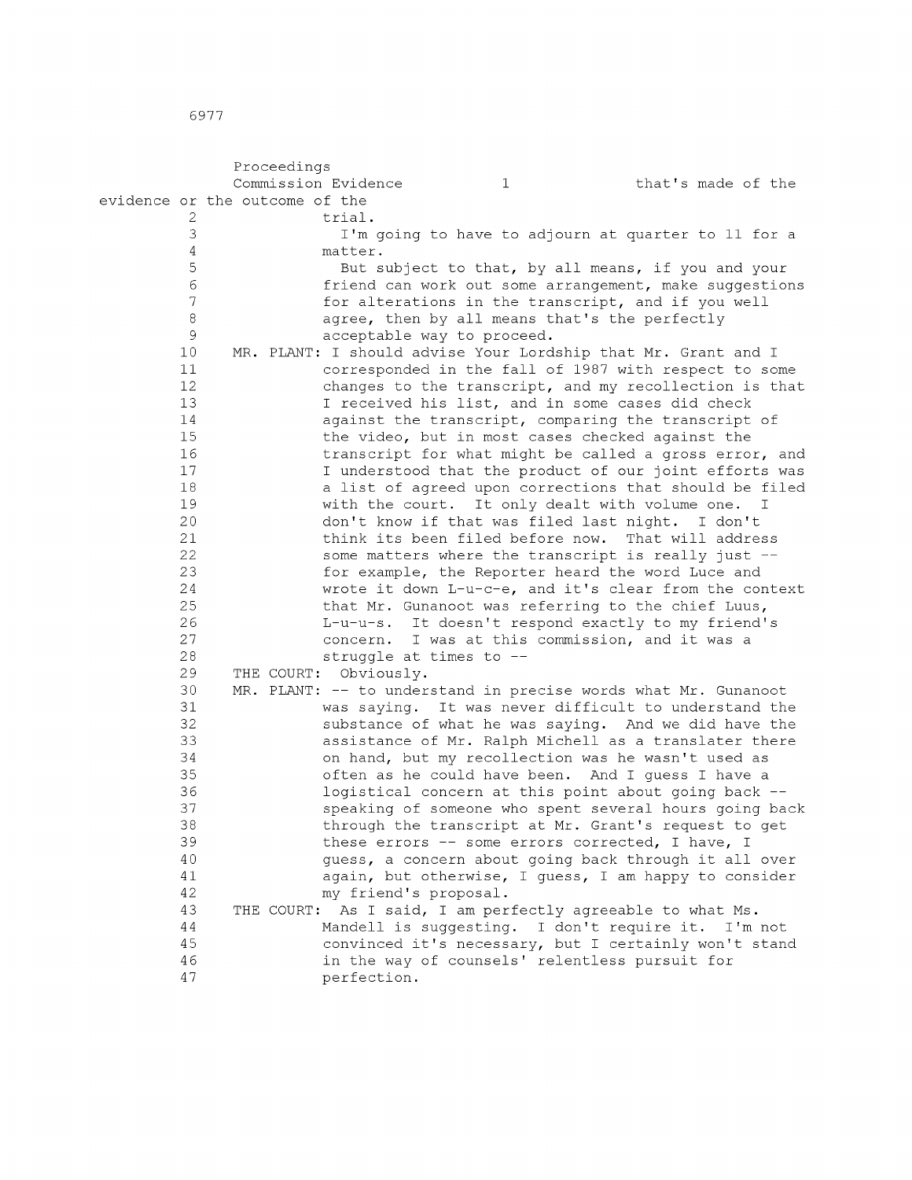Proceedings
Commission Evidence

1 that's made of the evidence or the outcome of the
2 trial.
3 I'm going to have to adjourn at quarter to 11 for a
4 matter.
5 But subject to that, by all means, if you and your
6 friend can work out some arrangement, make suggestions
7 for alterations in the transcript, and if you well
8 agree, then by all means that's the perfectly
9 acceptable way to proceed.
10 MR. PLANT: I should advise Your Lordship that Mr. Grant and I
11 corresponded in the fall of 1987 with respect to some
12 changes to the transcript, and my recollection is that
13 I received his list, and in some cases did check
14 against the transcript, comparing the transcript of
15 the video, but in most cases checked against the
16 transcript for what might be called a gross error, and
17 I understood that the product of our joint efforts was
18 a list of agreed upon corrections that should be filed
19 with the court. It only dealt with volume one. I
20 don't know if that was filed last night. I don't
21 think its been filed before now. That will address
22 some matters where the transcript is really just --
23 for example, the Reporter heard the word Luce and
24 wrote it down L-u-c-e, and it's clear from the context
25 that Mr. Gunanoot was referring to the chief Luus,
26 L-u-u-s. It doesn't respond exactly to my friend's
27 concern. I was at this commission, and it was a
28 struggle at times to --
29 THE COURT: Obviously.
30 MR. PLANT: -- to understand in precise words what Mr. Gunanoot
31 was saying. It was never difficult to understand the
32 substance of what he was saying. And we did have the
33 assistance of Mr. Ralph Michell as a translater there
34 on hand, but my recollection was he wasn't used as
35 often as he could have been. And I guess I have a
36 logistical concern at this point about going back --
37 speaking of someone who spent several hours going back
38 through the transcript at Mr. Grant's request to get
39 these errors -- some errors corrected, I have, I
40 guess, a concern about going back through it all over
41 again, but otherwise, I guess, I am happy to consider
42 my friend's proposal.
43 THE COURT: As I said, I am perfectly agreeable to what Ms.
44 Mandell is suggesting. I don't require it. I'm not
45 convinced it's necessary, but I certainly won't stand
46 in the way of counsels' relentless pursuit for
47 perfection.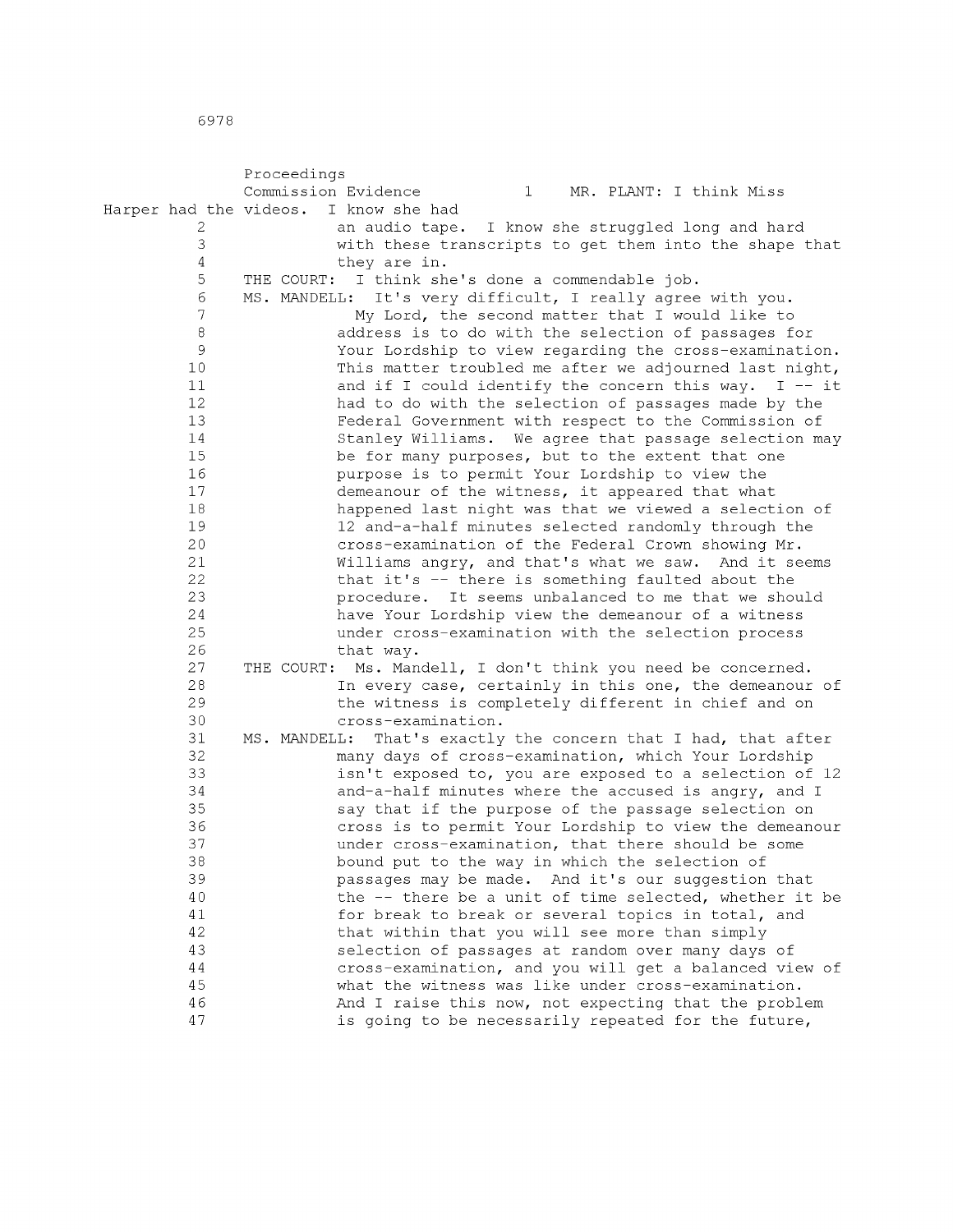Proceedings
Commission Evidence

1 MR. PLANT: I think Miss Harper had the videos. I know she had
2 an audio tape. I know she struggled long and hard
3 with these transcripts to get them into the shape that
4 they are in.
5 THE COURT: I think she's done a commendable job.
6 MS. MANDELL: It's very difficult, I really agree with you.
7 My Lord, the second matter that I would like to
8 address is to do with the selection of passages for
9 Your Lordship to view regarding the cross-examination.
10 This matter troubled me after we adjourned last night,
11 and if I could identify the concern this way. I -- it
12 had to do with the selection of passages made by the
13 Federal Government with respect to the Commission of
14 Stanley Williams. We agree that passage selection may
15 be for many purposes, but to the extent that one
16 purpose is to permit Your Lordship to view the
17 demeanour of the witness, it appeared that what
18 happened last night was that we viewed a selection of
19 12 and-a-half minutes selected randomly through the
20 cross-examination of the Federal Crown showing Mr.
21 Williams angry, and that's what we saw. And it seems
22 that it's -- there is something faulted about the
23 procedure. It seems unbalanced to me that we should
24 have Your Lordship view the demeanour of a witness
25 under cross-examination with the selection process
26 that way.
27 THE COURT: Ms. Mandell, I don't think you need be concerned.
28 In every case, certainly in this one, the demeanour of
29 the witness is completely different in chief and on
30 cross-examination.
31 MS. MANDELL: That's exactly the concern that I had, that after
32 many days of cross-examination, which Your Lordship
33 isn't exposed to, you are exposed to a selection of 12
34 and-a-half minutes where the accused is angry, and I
35 say that if the purpose of the passage selection on
36 cross is to permit Your Lordship to view the demeanour
37 under cross-examination, that there should be some
38 bound put to the way in which the selection of
39 passages may be made. And it's our suggestion that
40 the -- there be a unit of time selected, whether it be
41 for break to break or several topics in total, and
42 that within that you will see more than simply
43 selection of passages at random over many days of
44 cross-examination, and you will get a balanced view of
45 what the witness was like under cross-examination.
46 And I raise this now, not expecting that the problem
47 is going to be necessarily repeated for the future,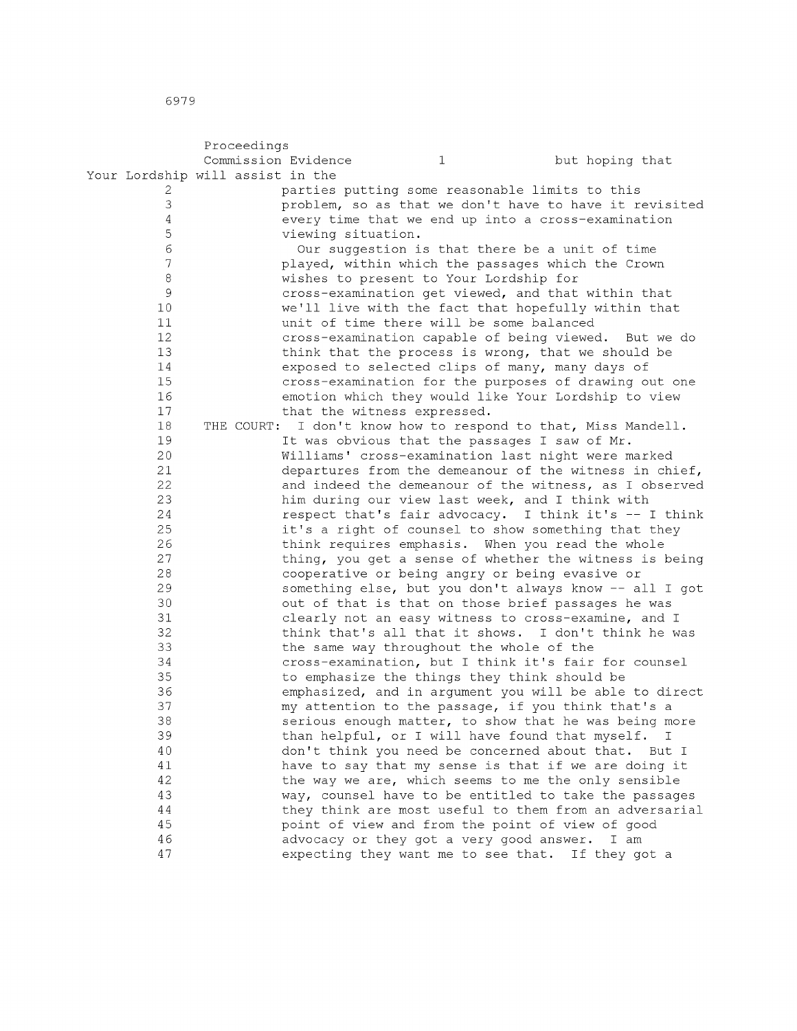Proceedings
Commission Evidence

1 but hoping that Your Lordship will assist in the
2 parties putting some reasonable limits to this
3 problem, so as that we don't have to have it revisited
4 every time that we end up into a cross-examination
5 viewing situation.
6 Our suggestion is that there be a unit of time
7 played, within which the passages which the Crown
8 wishes to present to Your Lordship for
9 cross-examination get viewed, and that within that
10 we'll live with the fact that hopefully within that
11 unit of time there will be some balanced
12 cross-examination capable of being viewed. But we do
13 think that the process is wrong, that we should be
14 exposed to selected clips of many, many days of
15 cross-examination for the purposes of drawing out one
16 emotion which they would like Your Lordship to view
17 that the witness expressed.
18 THE COURT: I don't know how to respond to that, Miss Mandell.
19 It was obvious that the passages I saw of Mr.
20 Williams' cross-examination last night were marked
21 departures from the demeanour of the witness in chief,
22 and indeed the demeanour of the witness, as I observed
23 him during our view last week, and I think with
24 respect that's fair advocacy. I think it's -- I think
25 it's a right of counsel to show something that they
26 think requires emphasis. When you read the whole
27 thing, you get a sense of whether the witness is being
28 cooperative or being angry or being evasive or
29 something else, but you don't always know -- all I got
30 out of that is that on those brief passages he was
31 clearly not an easy witness to cross-examine, and I
32 think that's all that it shows. I don't think he was
33 the same way throughout the whole of the
34 cross-examination, but I think it's fair for counsel
35 to emphasize the things they think should be
36 emphasized, and in argument you will be able to direct
37 my attention to the passage, if you think that's a
38 serious enough matter, to show that he was being more
39 than helpful, or I will have found that myself. I
40 don't think you need be concerned about that. But I
41 have to say that my sense is that if we are doing it
42 the way we are, which seems to me the only sensible
43 way, counsel have to be entitled to take the passages
44 they think are most useful to them from an adversarial
45 point of view and from the point of view of good
46 advocacy or they got a very good answer. I am
47 expecting they want me to see that. If they got a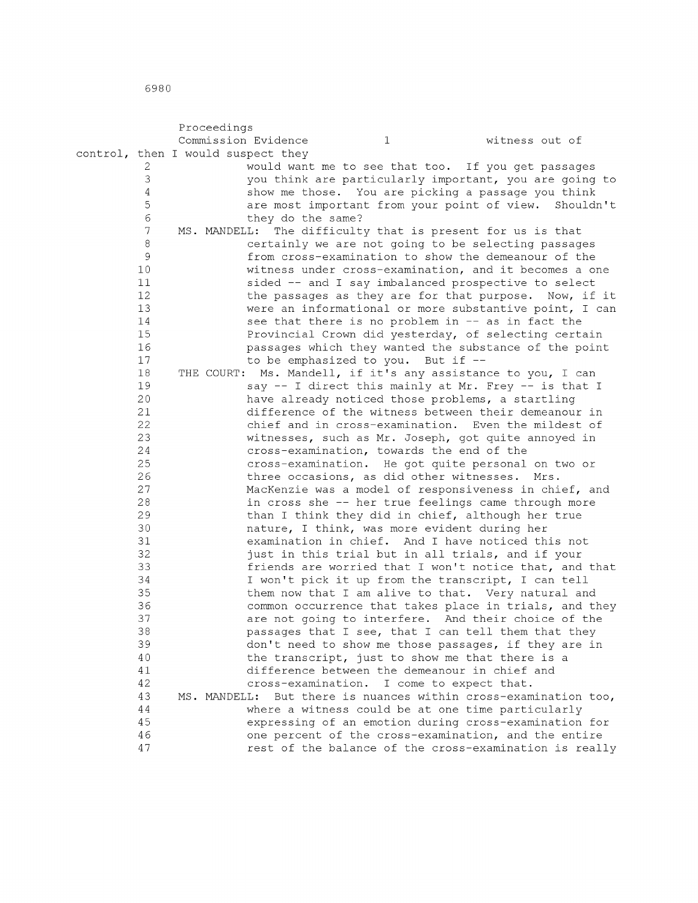Proceedings
Commission Evidence

1 witness out of control, then I would suspect they
2 would want me to see that too. If you get passages
3 you think are particularly important, you are going to
4 show me those. You are picking a passage you think
5 are most important from your point of view. Shouldn't
6 they do the same?

7 MS. MANDELL: The difficulty that is present for us is that
8 certainly we are not going to be selecting passages
9 from cross-examination to show the demeanour of the
10 witness under cross-examination, and it becomes a one
11 sided -- and I say imbalanced prospective to select
12 the passages as they are for that purpose. Now, if it
13 were an informational or more substantive point, I can
14 see that there is no problem in -- as in fact the
15 Provincial Crown did yesterday, of selecting certain
16 passages which they wanted the substance of the point
17 to be emphasized to you. But if --

18 THE COURT: Ms. Mandell, if it's any assistance to you, I can
19 say -- I direct this mainly at Mr. Frey -- is that I
20 have already noticed those problems, a startling
21 difference of the witness between their demeanour in
22 chief and in cross-examination. Even the mildest of
23 witnesses, such as Mr. Joseph, got quite annoyed in
24 cross-examination, towards the end of the
25 cross-examination. He got quite personal on two or
26 three occasions, as did other witnesses. Mrs.
27 MacKenzie was a model of responsiveness in chief, and
28 in cross she -- her true feelings came through more
29 than I think they did in chief, although her true
30 nature, I think, was more evident during her
31 examination in chief. And I have noticed this not
32 just in this trial but in all trials, and if your
33 friends are worried that I won't notice that, and that
34 I won't pick it up from the transcript, I can tell
35 them now that I am alive to that. Very natural and
36 common occurrence that takes place in trials, and they
37 are not going to interfere. And their choice of the
38 passages that I see, that I can tell them that they
39 don't need to show me those passages, if they are in
40 the transcript, just to show me that there is a
41 difference between the demeanour in chief and
42 cross-examination. I come to expect that.

43 MS. MANDELL: But there is nuances within cross-examination too,
44 where a witness could be at one time particularly
45 expressing of an emotion during cross-examination for
46 one percent of the cross-examination, and the entire
47 rest of the balance of the cross-examination is really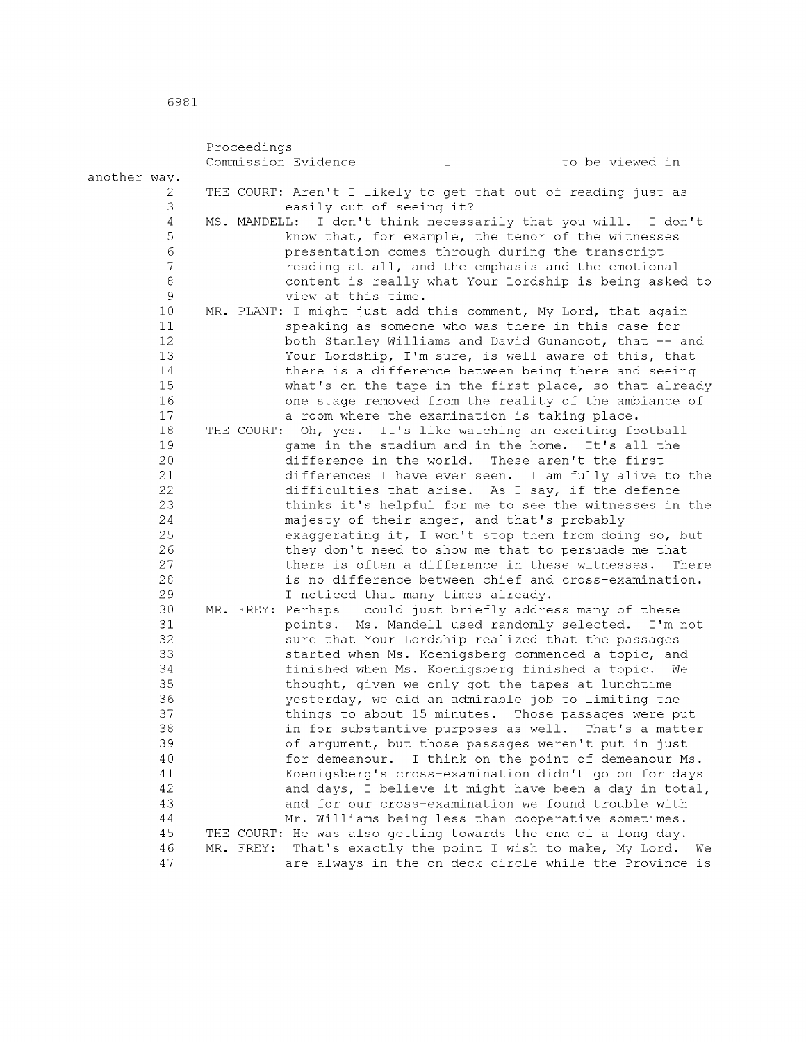Proceedings
Commission Evidence 1 to be viewed in another way.

THE COURT: Aren't I likely to get that out of reading just as easily out of seeing it?

MS. MANDELL: I don't think necessarily that you will. I don't know that, for example, the tenor of the witnesses presentation comes through during the transcript reading at all, and the emphasis and the emotional content is really what Your Lordship is being asked to view at this time.

MR. PLANT: I might just add this comment, My Lord, that again speaking as someone who was there in this case for both Stanley Williams and David Gunanoot, that -- and Your Lordship, I'm sure, is well aware of this, that there is a difference between being there and seeing what's on the tape in the first place, so that already one stage removed from the reality of the ambiance of a room where the examination is taking place.

THE COURT: Oh, yes. It's like watching an exciting football game in the stadium and in the home. It's all the difference in the world. These aren't the first differences I have ever seen. I am fully alive to the difficulties that arise. As I say, if the defence thinks it's helpful for me to see the witnesses in the majesty of their anger, and that's probably exaggerating it, I won't stop them from doing so, but they don't need to show me that to persuade me that there is often a difference in these witnesses. There is no difference between chief and cross-examination. I noticed that many times already.

MR. FREY: Perhaps I could just briefly address many of these points. Ms. Mandell used randomly selected. I'm not sure that Your Lordship realized that the passages started when Ms. Koenigsberg commenced a topic, and finished when Ms. Koenigsberg finished a topic. We thought, given we only got the tapes at lunchtime yesterday, we did an admirable job to limiting the things to about 15 minutes. Those passages were put in for substantive purposes as well. That's a matter of argument, but those passages weren't put in just for demeanour. I think on the point of demeanour Ms. Koenigsberg's cross-examination didn't go on for days and days, I believe it might have been a day in total, and for our cross-examination we found trouble with Mr. Williams being less than cooperative sometimes.

THE COURT: He was also getting towards the end of a long day.

MR. FREY: That's exactly the point I wish to make, My Lord. We are always in the on deck circle while the Province is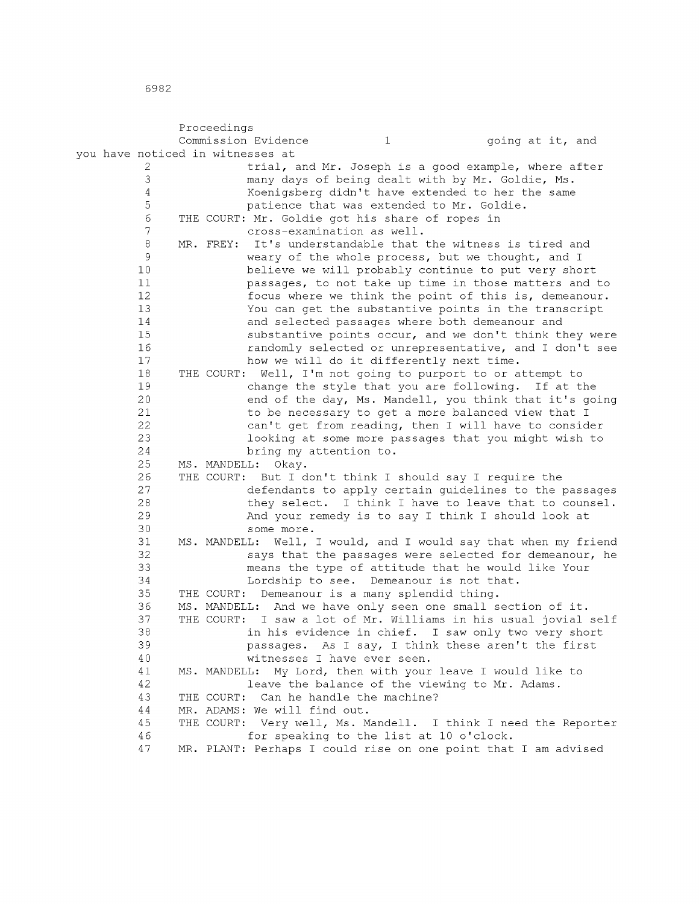Proceedings
Commission Evidence

1 going at it, and you have noticed in witnesses at
2 trial, and Mr. Joseph is a good example, where after
3 many days of being dealt with by Mr. Goldie, Ms.
4 Koenigsberg didn't have extended to her the same
5 patience that was extended to Mr. Goldie.
6 THE COURT: Mr. Goldie got his share of ropes in
7 cross-examination as well.
8 MR. FREY: It's understandable that the witness is tired and
9 weary of the whole process, but we thought, and I
10 believe we will probably continue to put very short
11 passages, to not take up time in those matters and to
12 focus where we think the point of this is, demeanour.
13 You can get the substantive points in the transcript
14 and selected passages where both demeanour and
15 substantive points occur, and we don't think they were
16 randomly selected or unrepresentative, and I don't see
17 how we will do it differently next time.
18 THE COURT: Well, I'm not going to purport to or attempt to
19 change the style that you are following. If at the
20 end of the day, Ms. Mandell, you think that it's going
21 to be necessary to get a more balanced view that I
22 can't get from reading, then I will have to consider
23 looking at some more passages that you might wish to
24 bring my attention to.
25 MS. MANDELL: Okay.
26 THE COURT: But I don't think I should say I require the
27 defendants to apply certain guidelines to the passages
28 they select. I think I have to leave that to counsel.
29 And your remedy is to say I think I should look at
30 some more.
31 MS. MANDELL: Well, I would, and I would say that when my friend
32 says that the passages were selected for demeanour, he
33 means the type of attitude that he would like Your
34 Lordship to see. Demeanour is not that.
35 THE COURT: Demeanour is a many splendid thing.
36 MS. MANDELL: And we have only seen one small section of it.
37 THE COURT: I saw a lot of Mr. Williams in his usual jovial self
38 in his evidence in chief. I saw only two very short
39 passages. As I say, I think these aren't the first
40 witnesses I have ever seen.
41 MS. MANDELL: My Lord, then with your leave I would like to
42 leave the balance of the viewing to Mr. Adams.
43 THE COURT: Can he handle the machine?
44 MR. ADAMS: We will find out.
45 THE COURT: Very well, Ms. Mandell. I think I need the Reporter
46 for speaking to the list at 10 o'clock.
47 MR. PLANT: Perhaps I could rise on one point that I am advised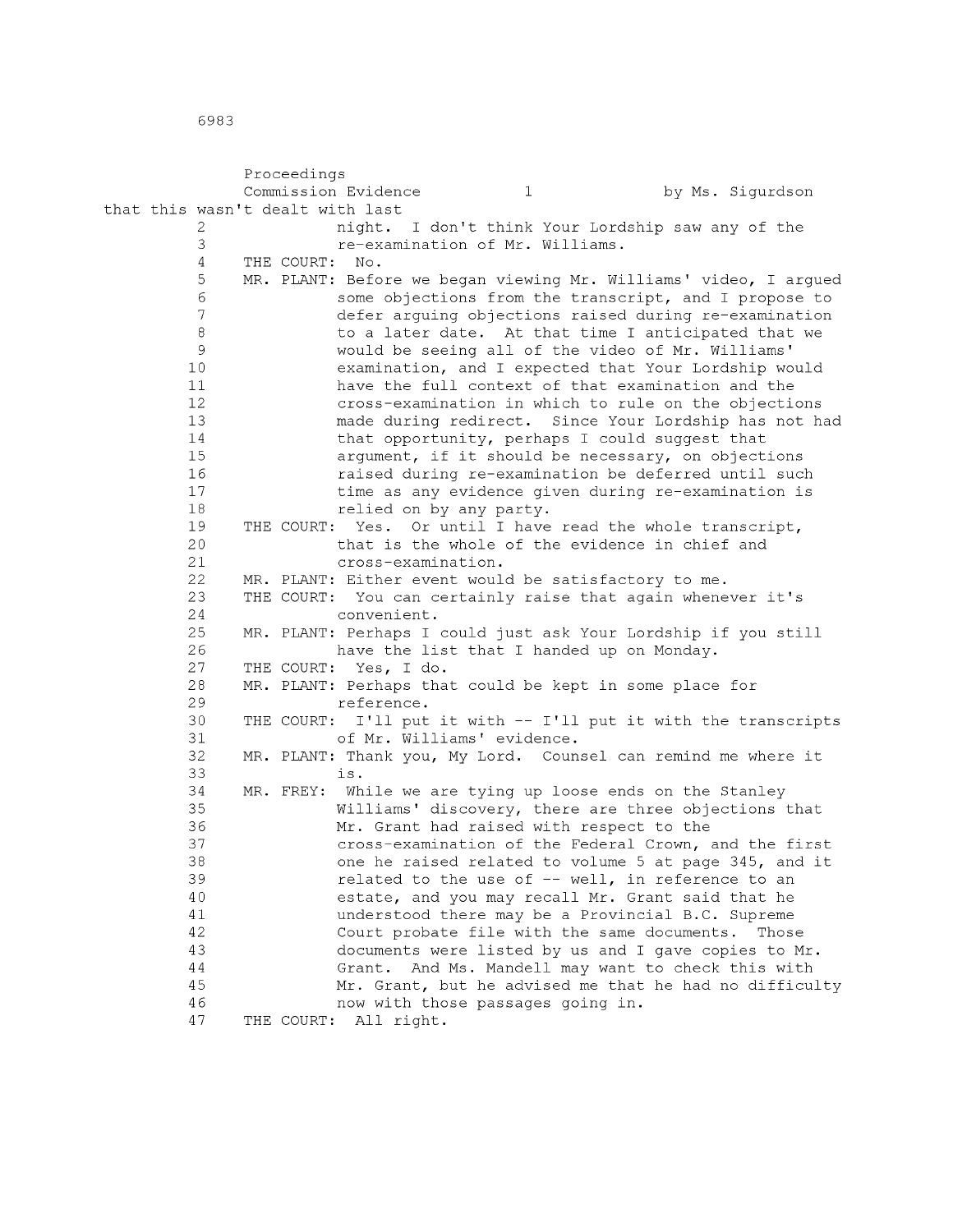Proceedings
Commission Evidence 1 by Ms. Sigurdson

that this wasn't dealt with last

2 night. I don't think Your Lordship saw any of the
3 re-examination of Mr. Williams.
4 THE COURT: No.
5 MR. PLANT: Before we began viewing Mr. Williams' video, I argued
6 some objections from the transcript, and I propose to
7 defer arguing objections raised during re-examination
8 to a later date. At that time I anticipated that we
9 would be seeing all of the video of Mr. Williams'
10 examination, and I expected that Your Lordship would
11 have the full context of that examination and the
12 cross-examination in which to rule on the objections
13 made during redirect. Since Your Lordship has not had
14 that opportunity, perhaps I could suggest that
15 argument, if it should be necessary, on objections
16 raised during re-examination be deferred until such
17 time as any evidence given during re-examination is
18 relied on by any party.
19 THE COURT: Yes. Or until I have read the whole transcript,
20 that is the whole of the evidence in chief and
21 cross-examination.
22 MR. PLANT: Either event would be satisfactory to me.
23 THE COURT: You can certainly raise that again whenever it's
24 convenient.
25 MR. PLANT: Perhaps I could just ask Your Lordship if you still
26 have the list that I handed up on Monday.
27 THE COURT: Yes, I do.
28 MR. PLANT: Perhaps that could be kept in some place for
29 reference.
30 THE COURT: I'll put it with -- I'll put it with the transcripts
31 of Mr. Williams' evidence.
32 MR. PLANT: Thank you, My Lord. Counsel can remind me where it
33 is.
34 MR. FREY: While we are tying up loose ends on the Stanley
35 Williams' discovery, there are three objections that
36 Mr. Grant had raised with respect to the
37 cross-examination of the Federal Crown, and the first
38 one he raised related to volume 5 at page 345, and it
39 related to the use of -- well, in reference to an
40 estate, and you may recall Mr. Grant said that he
41 understood there may be a Provincial B.C. Supreme
42 Court probate file with the same documents. Those
43 documents were listed by us and I gave copies to Mr.
44 Grant. And Ms. Mandell may want to check this with
45 Mr. Grant, but he advised me that he had no difficulty
46 now with those passages going in.
47 THE COURT: All right.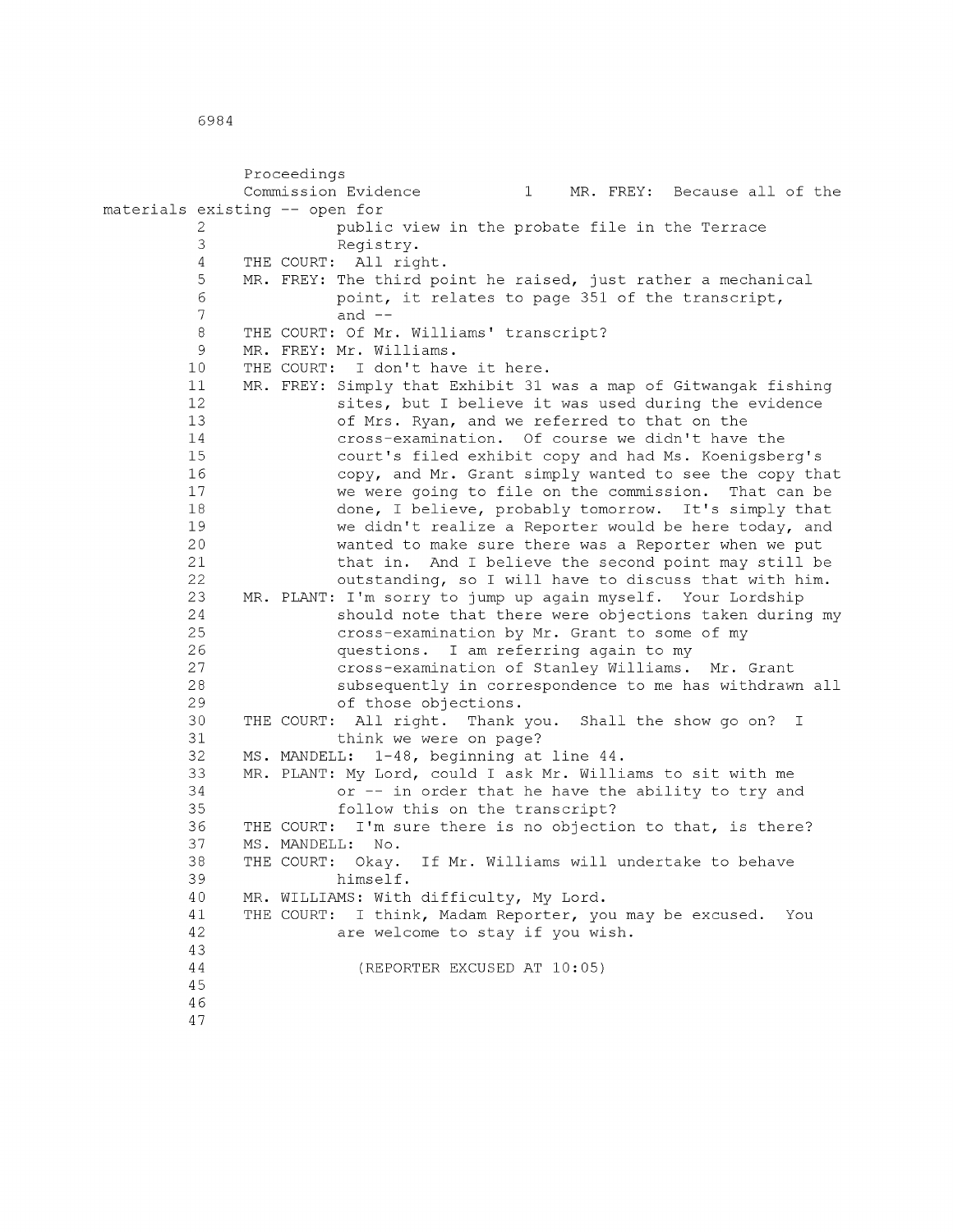Proceedings
Commission Evidence

1 MR. FREY: Because all of the materials existing -- open for
2 public view in the probate file in the Terrace
3 Registry.
4 THE COURT: All right.
5 MR. FREY: The third point he raised, just rather a mechanical
6 point, it relates to page 351 of the transcript,
7 and --
8 THE COURT: Of Mr. Williams' transcript?
9 MR. FREY: Mr. Williams.
10 THE COURT: I don't have it here.
11 MR. FREY: Simply that Exhibit 31 was a map of Gitwangak fishing
12 sites, but I believe it was used during the evidence
13 of Mrs. Ryan, and we referred to that on the
14 cross-examination. Of course we didn't have the
15 court's filed exhibit copy and had Ms. Koenigsberg's
16 copy, and Mr. Grant simply wanted to see the copy that
17 we were going to file on the commission. That can be
18 done, I believe, probably tomorrow. It's simply that
19 we didn't realize a Reporter would be here today, and
20 wanted to make sure there was a Reporter when we put
21 that in. And I believe the second point may still be
22 outstanding, so I will have to discuss that with him.
23 MR. PLANT: I'm sorry to jump up again myself. Your Lordship
24 should note that there were objections taken during my
25 cross-examination by Mr. Grant to some of my
26 questions. I am referring again to my
27 cross-examination of Stanley Williams. Mr. Grant
28 subsequently in correspondence to me has withdrawn all
29 of those objections.
30 THE COURT: All right. Thank you. Shall the show go on? I
31 think we were on page?
32 MS. MANDELL: 1-48, beginning at line 44.
33 MR. PLANT: My Lord, could I ask Mr. Williams to sit with me
34 or -- in order that he have the ability to try and
35 follow this on the transcript?
36 THE COURT: I'm sure there is no objection to that, is there?
37 MS. MANDELL: No.
38 THE COURT: Okay. If Mr. Williams will undertake to behave
39 himself.
40 MR. WILLIAMS: With difficulty, My Lord.
41 THE COURT: I think, Madam Reporter, you may be excused. You
42 are welcome to stay if you wish.
43
44 (REPORTER EXCUSED AT 10:05)
45
46
47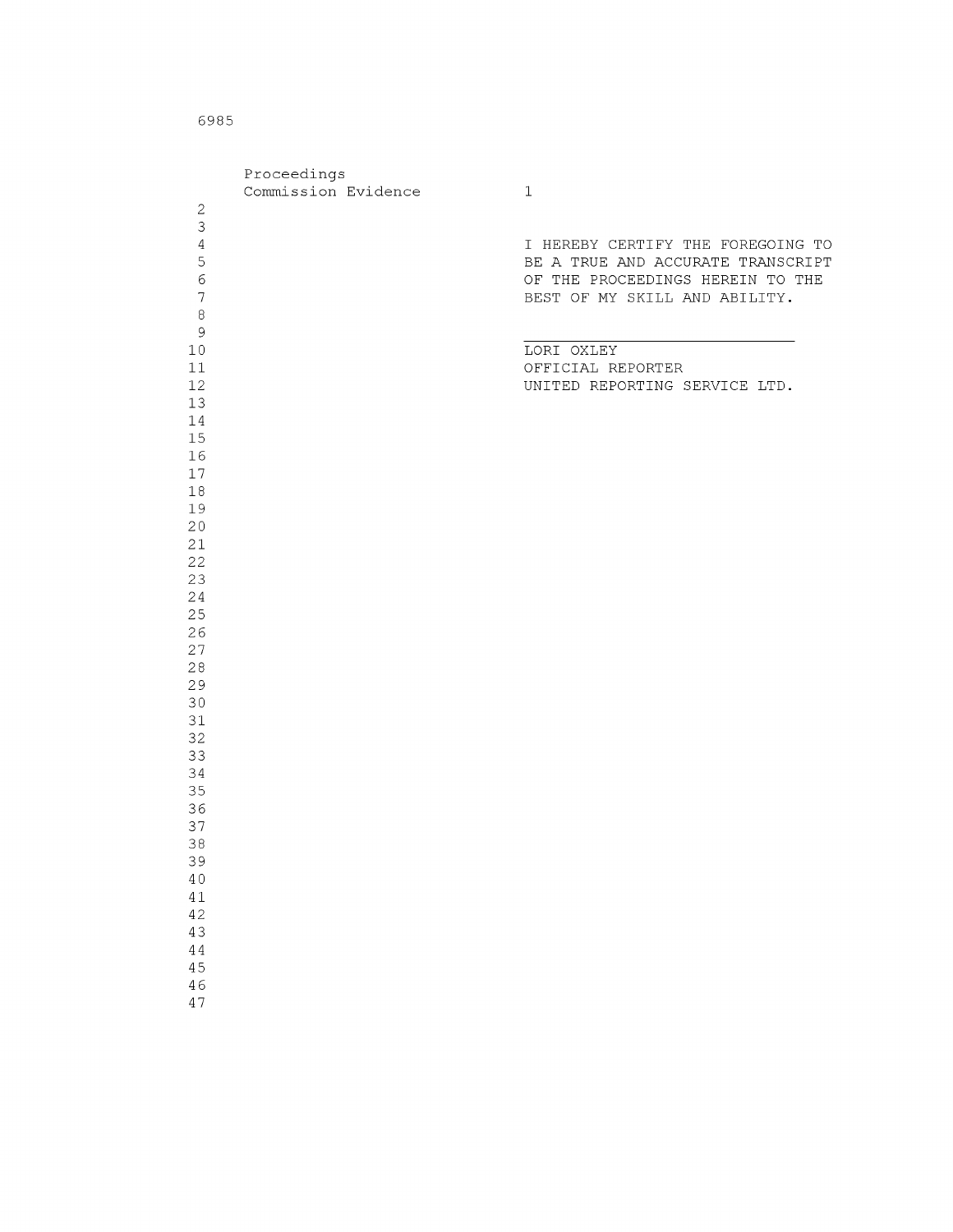I HEREBY CERTIFY THE FOREGOING TO BE A TRUE AND ACCURATE TRANSCRIPT OF THE PROCEEDINGS HEREIN TO THE BEST OF MY SKILL AND ABILITY.

\_\_\_\_\_\_\_\_\_\_\_\_\_\_\_\_\_\_\_\_\_\_\_\_\_\_\_\_\_\_

LORI OXLEY
OFFICIAL REPORTER
UNITED REPORTING SERVICE LTD.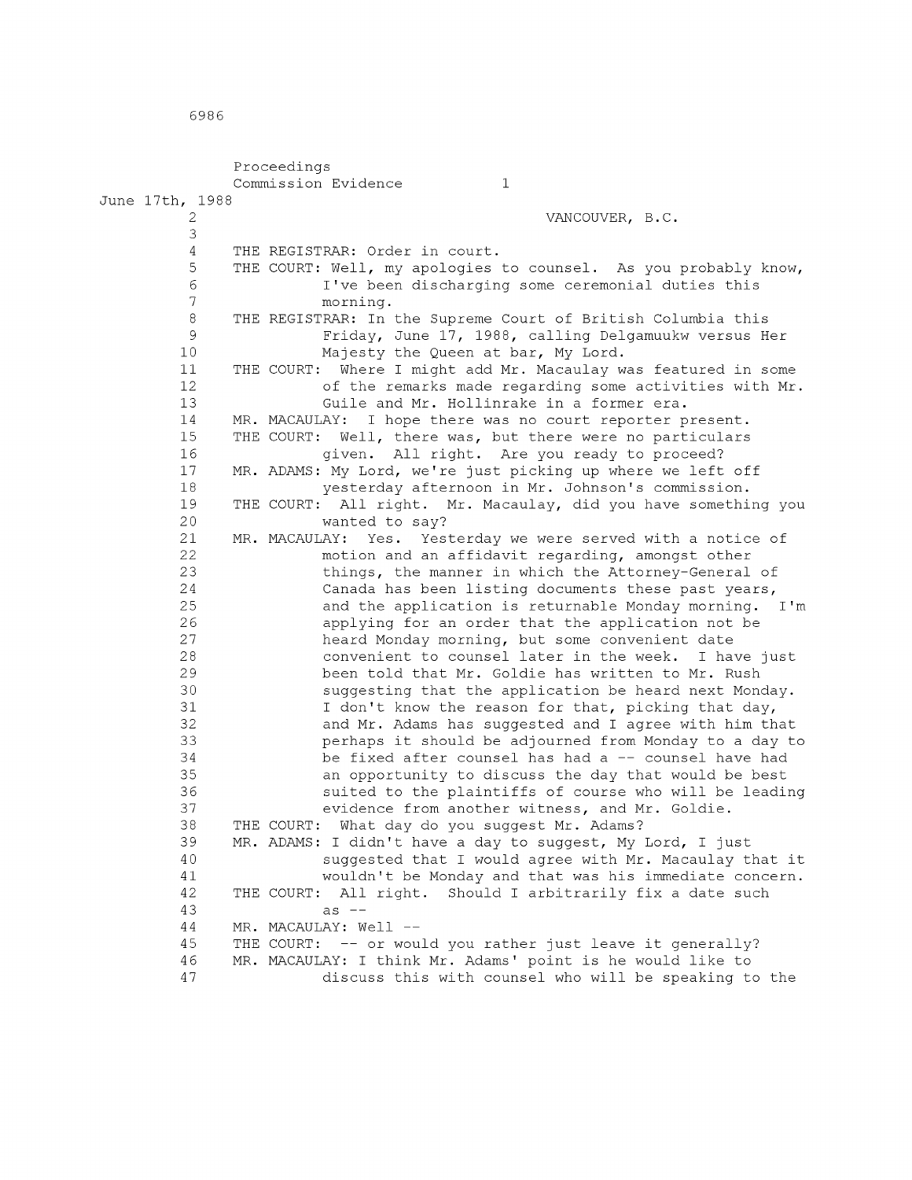Proceedings
Commission Evidence

June 17th, 1988

VANCOUVER, B.C.

THE REGISTRAR: Order in court.
THE COURT: Well, my apologies to counsel. As you probably know, I've been discharging some ceremonial duties this morning.
THE REGISTRAR: In the Supreme Court of British Columbia this Friday, June 17, 1988, calling Delgamuukw versus Her Majesty the Queen at bar, My Lord.
THE COURT: Where I might add Mr. Macaulay was featured in some of the remarks made regarding some activities with Mr. Guile and Mr. Hollinrake in a former era.
MR. MACAULAY: I hope there was no court reporter present.
THE COURT: Well, there was, but there were no particulars given. All right. Are you ready to proceed?
MR. ADAMS: My Lord, we're just picking up where we left off yesterday afternoon in Mr. Johnson's commission.
THE COURT: All right. Mr. Macaulay, did you have something you wanted to say?
MR. MACAULAY: Yes. Yesterday we were served with a notice of motion and an affidavit regarding, amongst other things, the manner in which the Attorney-General of Canada has been listing documents these past years, and the application is returnable Monday morning. I'm applying for an order that the application not be heard Monday morning, but some convenient date convenient to counsel later in the week. I have just been told that Mr. Goldie has written to Mr. Rush suggesting that the application be heard next Monday. I don't know the reason for that, picking that day, and Mr. Adams has suggested and I agree with him that perhaps it should be adjourned from Monday to a day to be fixed after counsel has had a -- counsel have had an opportunity to discuss the day that would be best suited to the plaintiffs of course who will be leading evidence from another witness, and Mr. Goldie.
THE COURT: What day do you suggest Mr. Adams?
MR. ADAMS: I didn't have a day to suggest, My Lord, I just suggested that I would agree with Mr. Macaulay that it wouldn't be Monday and that was his immediate concern.
THE COURT: All right. Should I arbitrarily fix a date such as --
MR. MACAULAY: Well --
THE COURT: -- or would you rather just leave it generally?
MR. MACAULAY: I think Mr. Adams' point is he would like to discuss this with counsel who will be speaking to the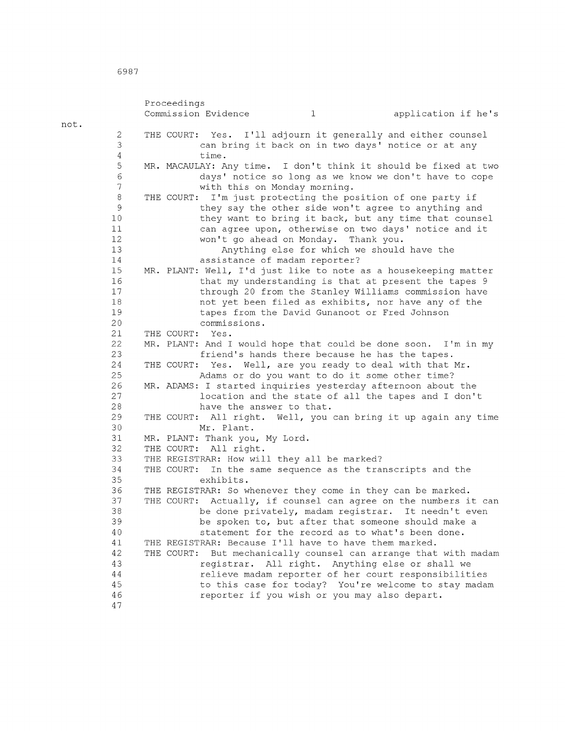Proceedings
Commission Evidence

application if he's not.

THE COURT: Yes. I'll adjourn it generally and either counsel can bring it back on in two days' notice or at any time.

MR. MACAULAY: Any time. I don't think it should be fixed at two days' notice so long as we know we don't have to cope with this on Monday morning.

THE COURT: I'm just protecting the position of one party if they say the other side won't agree to anything and they want to bring it back, but any time that counsel can agree upon, otherwise on two days' notice and it won't go ahead on Monday. Thank you.

Anything else for which we should have the assistance of madam reporter?

MR. PLANT: Well, I'd just like to note as a housekeeping matter that my understanding is that at present the tapes 9 through 20 from the Stanley Williams commission have not yet been filed as exhibits, nor have any of the tapes from the David Gunanoot or Fred Johnson commissions.

THE COURT: Yes.

MR. PLANT: And I would hope that could be done soon. I'm in my friend's hands there because he has the tapes.

THE COURT: Yes. Well, are you ready to deal with that Mr. Adams or do you want to do it some other time?

MR. ADAMS: I started inquiries yesterday afternoon about the location and the state of all the tapes and I don't have the answer to that.

THE COURT: All right. Well, you can bring it up again any time Mr. Plant.

MR. PLANT: Thank you, My Lord.

THE COURT: All right.

THE REGISTRAR: How will they all be marked?

THE COURT: In the same sequence as the transcripts and the exhibits.

THE REGISTRAR: So whenever they come in they can be marked.

THE COURT: Actually, if counsel can agree on the numbers it can be done privately, madam registrar. It needn't even be spoken to, but after that someone should make a statement for the record as to what's been done.

THE REGISTRAR: Because I'll have to have them marked.

THE COURT: But mechanically counsel can arrange that with madam registrar. All right. Anything else or shall we relieve madam reporter of her court responsibilities to this case for today? You're welcome to stay madam reporter if you wish or you may also depart.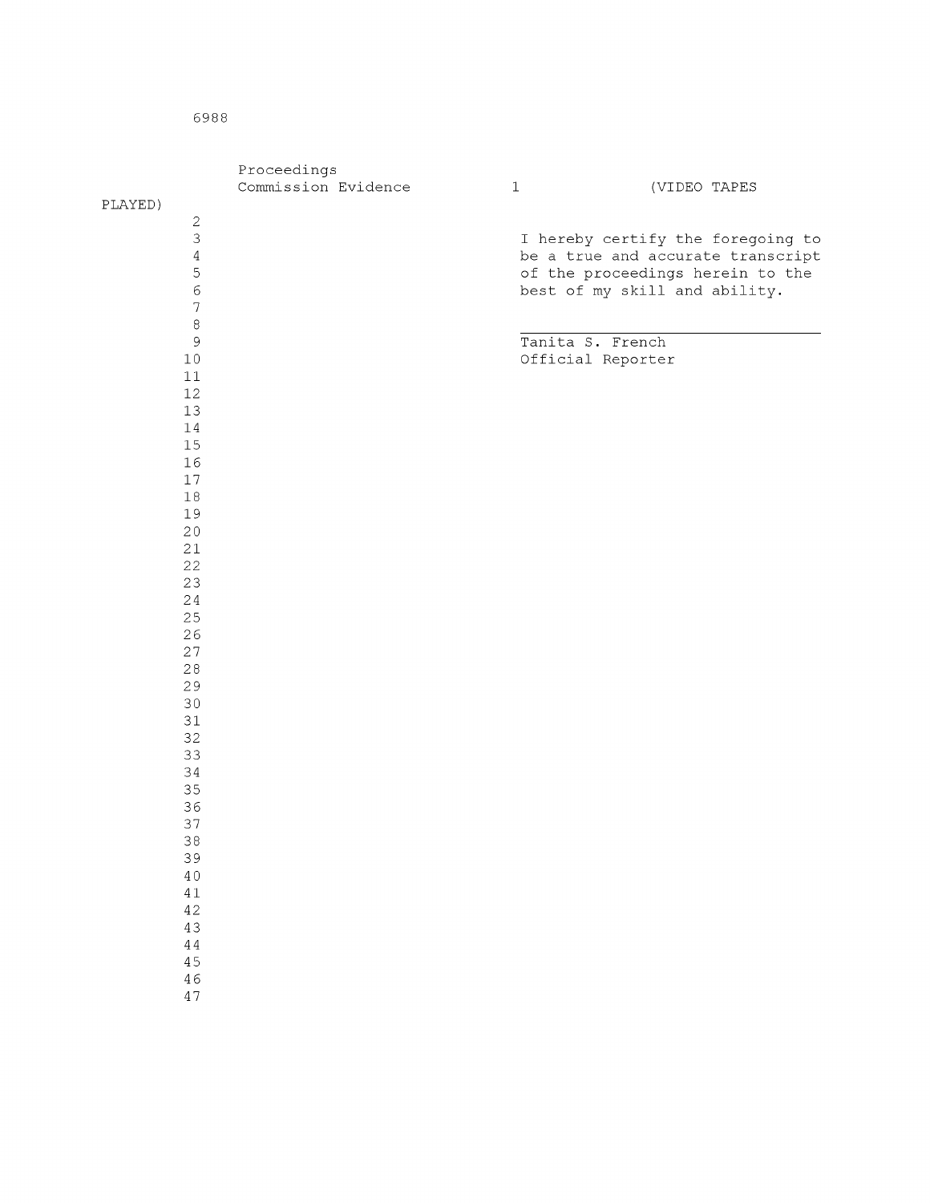Proceedings
Commission Evidence

(VIDEO TAPES PLAYED)

I hereby certify the foregoing to be a true and accurate transcript of the proceedings herein to the best of my skill and ability.

\_\_\_\_\_\_\_\_\_\_\_\_\_\_\_\_\_\_\_\_\_\_\_\_\_\_\_\_\_\_\_\_

Tanita S. French
Official Reporter